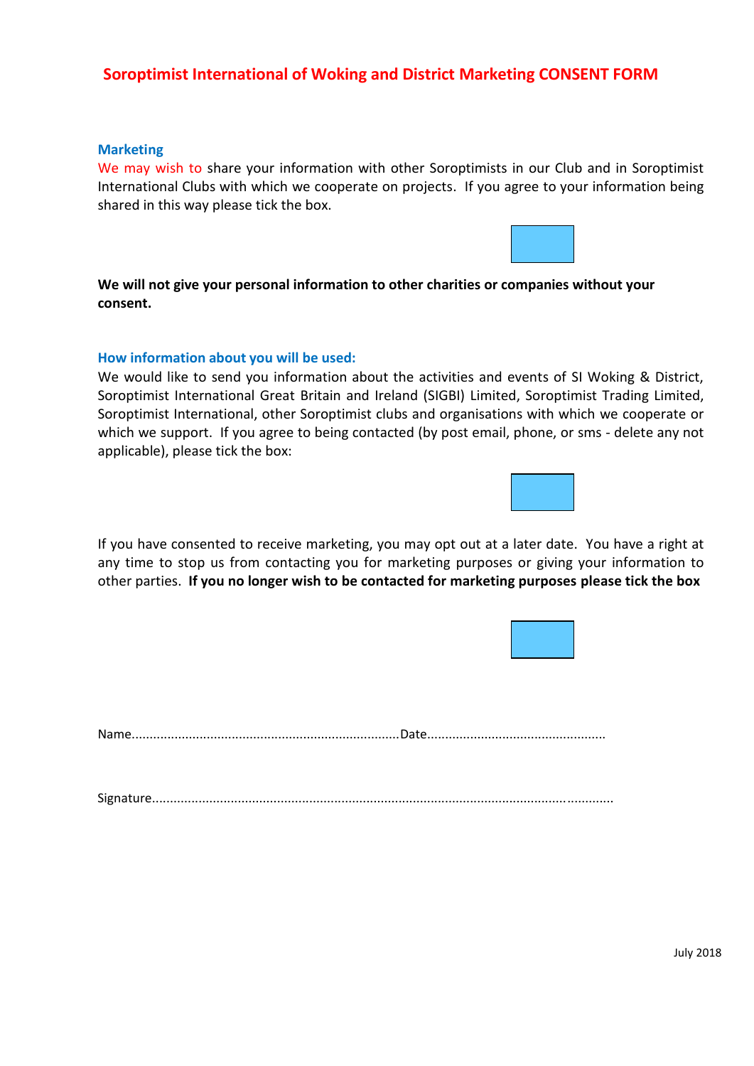# Soroptimist International of Woking and District Marketing CONSENT FORM

## Marketing

We may wish to share your information with other Soroptimists in our Club and in Soroptimist International Clubs with which we cooperate on projects. If you agree to your information being shared in this way please tick the box.

☐

**We will not give your personal information to other charities or companies without your consent.**

## How information about you will be used:

We would like to send you information about the activities and events of SI Woking & District, Soroptimist International Great Britain and Ireland (SIGBI) Limited, Soroptimist Trading Limited, Soroptimist International, other Soroptimist clubs and organisations with which we cooperate or which we support. If you agree to being contacted (by post email, phone, or sms - delete any not applicable), please tick the box:

☐

If you have consented to receive marketing, you may opt out at a later date. You have a right at any time to stop us from contacting you for marketing purposes or giving your information to other parties. **If you no longer wish to be contacted for marketing purposes please tick the box**

☐

Name.........................................................................Date.................................................

Signature.........................................................................................................................

July 2018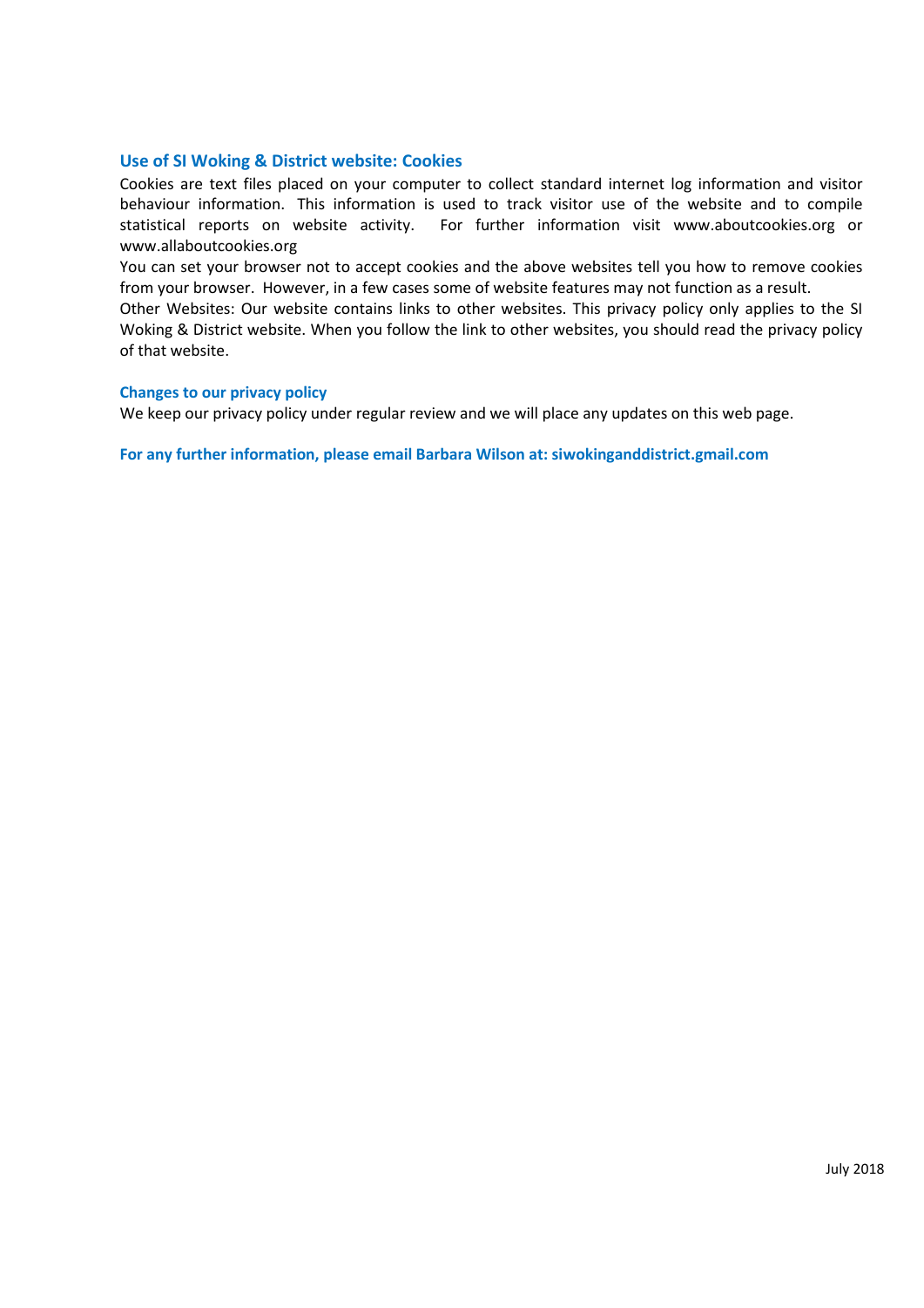### Use of SI Woking & District website: Cookies

Cookies are text files placed on your computer to collect standard internet log information and visitor behaviour information. This information is used to track visitor use of the website and to compile statistical reports on website activity. For further information visit www.aboutcookies.org or www.allaboutcookies.org

You can set your browser not to accept cookies and the above websites tell you how to remove cookies from your browser. However, in a few cases some of website features may not function as a result.

Other Websites: Our website contains links to other websites. This privacy policy only applies to the SI Woking & District website. When you follow the link to other websites, you should read the privacy policy of that website.

### Changes to our privacy policy

We keep our privacy policy under regular review and we will place any updates on this web page.

**For any further information, please email Barbara Wilson at: siwokinganddistrict.gmail.com**

July 2018